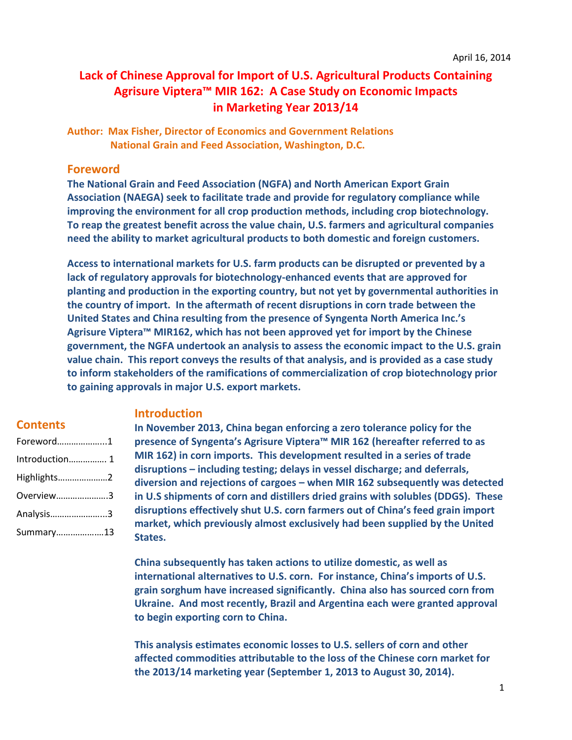April 16, 2014

# Lack of Chinese Approval for Import of U.S. Agricultural Products Containing Agrisure Viptera™ MIR 162: A Case Study on Economic Impacts in Marketing Year 2013/14

**Author: Max Fisher, Director of Economics and Government Relations**
**National Grain and Feed Association, Washington, D.C.**

## Foreword

**The National Grain and Feed Association (NGFA) and North American Export Grain Association (NAEGA) seek to facilitate trade and provide for regulatory compliance while improving the environment for all crop production methods, including crop biotechnology. To reap the greatest benefit across the value chain, U.S. farmers and agricultural companies need the ability to market agricultural products to both domestic and foreign customers.**

**Access to international markets for U.S. farm products can be disrupted or prevented by a lack of regulatory approvals for biotechnology-enhanced events that are approved for planting and production in the exporting country, but not yet by governmental authorities in the country of import. In the aftermath of recent disruptions in corn trade between the United States and China resulting from the presence of Syngenta North America Inc.'s Agrisure Viptera™ MIR162, which has not been approved yet for import by the Chinese government, the NGFA undertook an analysis to assess the economic impact to the U.S. grain value chain. This report conveys the results of that analysis, and is provided as a case study to inform stakeholders of the ramifications of commercialization of crop biotechnology prior to gaining approvals in major U.S. export markets.**

## Contents

Foreword……………….1
Introduction……………. 1
Highlights………………..2
Overview…………………3
Analysis…………………..3
Summary……………….13

## Introduction

**In November 2013, China began enforcing a zero tolerance policy for the presence of Syngenta's Agrisure Viptera™ MIR 162 (hereafter referred to as MIR 162) in corn imports. This development resulted in a series of trade disruptions – including testing; delays in vessel discharge; and deferrals, diversion and rejections of cargoes – when MIR 162 subsequently was detected in U.S shipments of corn and distillers dried grains with solubles (DDGS). These disruptions effectively shut U.S. corn farmers out of China's feed grain import market, which previously almost exclusively had been supplied by the United States.**

**China subsequently has taken actions to utilize domestic, as well as international alternatives to U.S. corn. For instance, China's imports of U.S. grain sorghum have increased significantly. China also has sourced corn from Ukraine. And most recently, Brazil and Argentina each were granted approval to begin exporting corn to China.**

**This analysis estimates economic losses to U.S. sellers of corn and other affected commodities attributable to the loss of the Chinese corn market for the 2013/14 marketing year (September 1, 2013 to August 30, 2014).**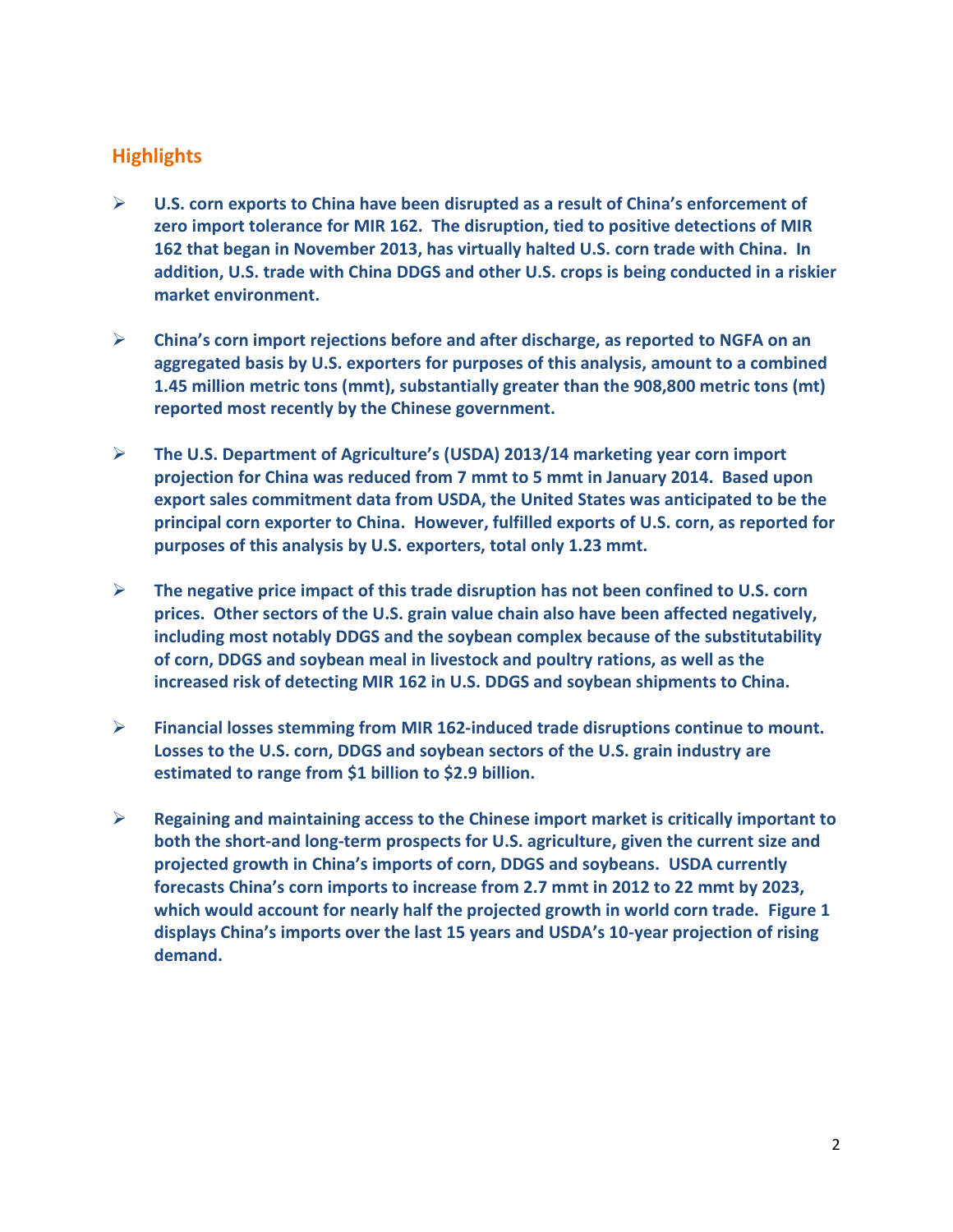## Highlights

- **U.S. corn exports to China have been disrupted as a result of China's enforcement of zero import tolerance for MIR 162. The disruption, tied to positive detections of MIR 162 that began in November 2013, has virtually halted U.S. corn trade with China. In addition, U.S. trade with China DDGS and other U.S. crops is being conducted in a riskier market environment.**

- **China's corn import rejections before and after discharge, as reported to NGFA on an aggregated basis by U.S. exporters for purposes of this analysis, amount to a combined 1.45 million metric tons (mmt), substantially greater than the 908,800 metric tons (mt) reported most recently by the Chinese government.**

- **The U.S. Department of Agriculture's (USDA) 2013/14 marketing year corn import projection for China was reduced from 7 mmt to 5 mmt in January 2014. Based upon export sales commitment data from USDA, the United States was anticipated to be the principal corn exporter to China. However, fulfilled exports of U.S. corn, as reported for purposes of this analysis by U.S. exporters, total only 1.23 mmt.**

- **The negative price impact of this trade disruption has not been confined to U.S. corn prices. Other sectors of the U.S. grain value chain also have been affected negatively, including most notably DDGS and the soybean complex because of the substitutability of corn, DDGS and soybean meal in livestock and poultry rations, as well as the increased risk of detecting MIR 162 in U.S. DDGS and soybean shipments to China.**

- **Financial losses stemming from MIR 162-induced trade disruptions continue to mount. Losses to the U.S. corn, DDGS and soybean sectors of the U.S. grain industry are estimated to range from $1 billion to $2.9 billion.**

- **Regaining and maintaining access to the Chinese import market is critically important to both the short-and long-term prospects for U.S. agriculture, given the current size and projected growth in China's imports of corn, DDGS and soybeans. USDA currently forecasts China's corn imports to increase from 2.7 mmt in 2012 to 22 mmt by 2023, which would account for nearly half the projected growth in world corn trade. Figure 1 displays China's imports over the last 15 years and USDA's 10-year projection of rising demand.**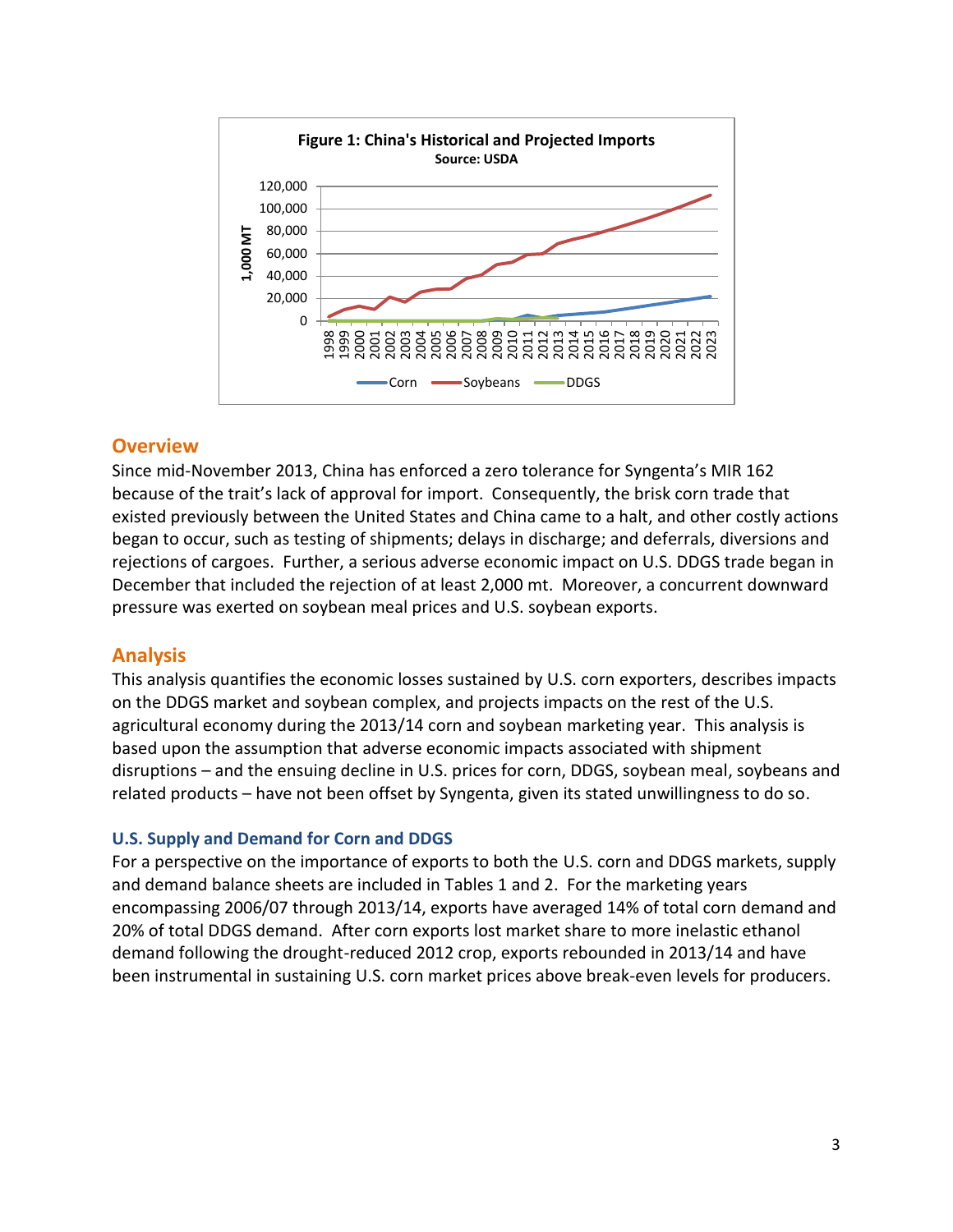**Figure 1: China's Historical and Projected Imports**
Source: USDA

## Overview

Since mid-November 2013, China has enforced a zero tolerance for Syngenta's MIR 162 because of the trait's lack of approval for import. Consequently, the brisk corn trade that existed previously between the United States and China came to a halt, and other costly actions began to occur, such as testing of shipments; delays in discharge; and deferrals, diversions and rejections of cargoes. Further, a serious adverse economic impact on U.S. DDGS trade began in December that included the rejection of at least 2,000 mt. Moreover, a concurrent downward pressure was exerted on soybean meal prices and U.S. soybean exports.

## Analysis

This analysis quantifies the economic losses sustained by U.S. corn exporters, describes impacts on the DDGS market and soybean complex, and projects impacts on the rest of the U.S. agricultural economy during the 2013/14 corn and soybean marketing year. This analysis is based upon the assumption that adverse economic impacts associated with shipment disruptions – and the ensuing decline in U.S. prices for corn, DDGS, soybean meal, soybeans and related products – have not been offset by Syngenta, given its stated unwillingness to do so.

### U.S. Supply and Demand for Corn and DDGS

For a perspective on the importance of exports to both the U.S. corn and DDGS markets, supply and demand balance sheets are included in Tables 1 and 2. For the marketing years encompassing 2006/07 through 2013/14, exports have averaged 14% of total corn demand and 20% of total DDGS demand. After corn exports lost market share to more inelastic ethanol demand following the drought-reduced 2012 crop, exports rebounded in 2013/14 and have been instrumental in sustaining U.S. corn market prices above break-even levels for producers.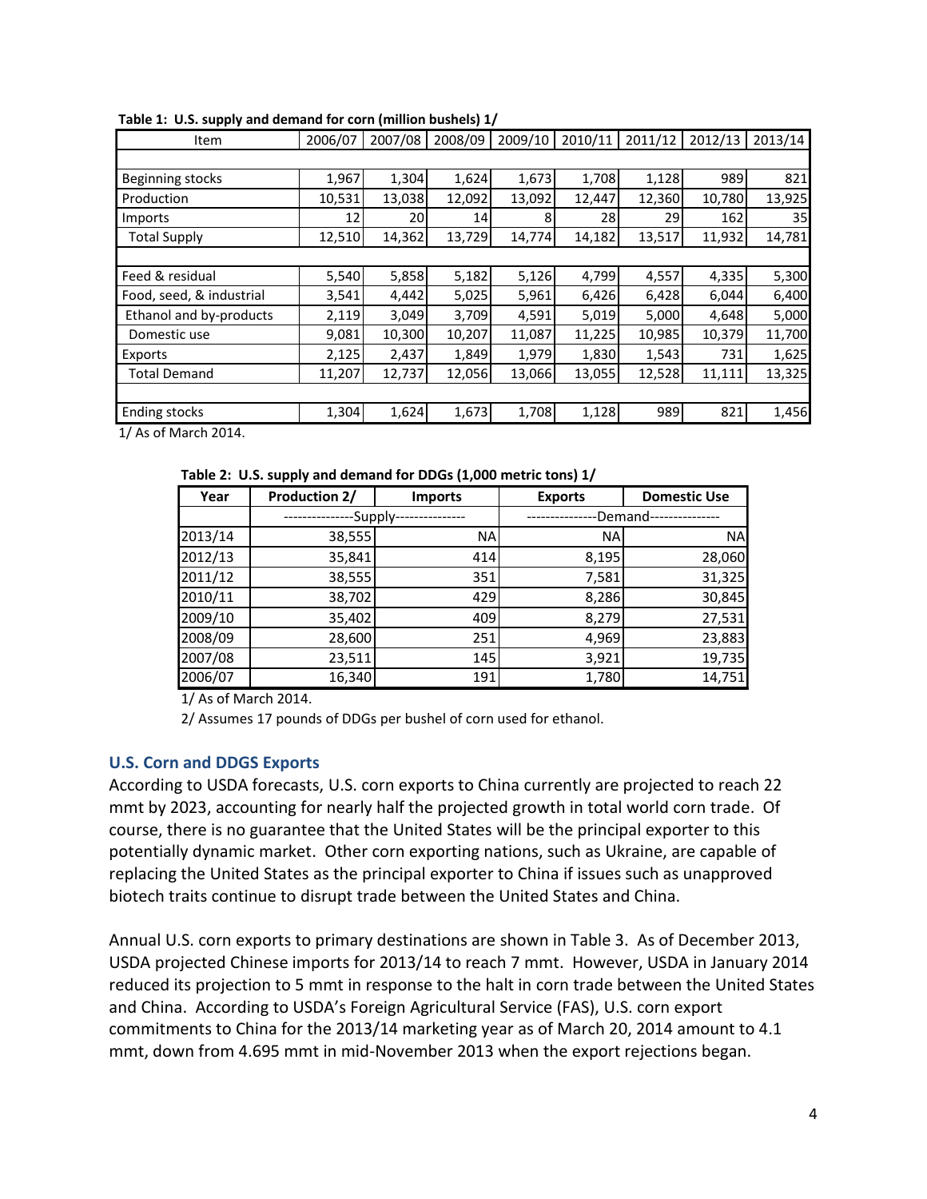**Table 1: U.S. supply and demand for corn (million bushels) 1/**

| Item | 2006/07 | 2007/08 | 2008/09 | 2009/10 | 2010/11 | 2011/12 | 2012/13 | 2013/14 |
|---|---|---|---|---|---|---|---|---|
| | | | | | | | | |
| Beginning stocks | 1,967 | 1,304 | 1,624 | 1,673 | 1,708 | 1,128 | 989 | 821 |
| Production | 10,531 | 13,038 | 12,092 | 13,092 | 12,447 | 12,360 | 10,780 | 13,925 |
| Imports | 12 | 20 | 14 | 8 | 28 | 29 | 162 | 35 |
| Total Supply | 12,510 | 14,362 | 13,729 | 14,774 | 14,182 | 13,517 | 11,932 | 14,781 |
| | | | | | | | | |
| Feed & residual | 5,540 | 5,858 | 5,182 | 5,126 | 4,799 | 4,557 | 4,335 | 5,300 |
| Food, seed, & industrial | 3,541 | 4,442 | 5,025 | 5,961 | 6,426 | 6,428 | 6,044 | 6,400 |
| Ethanol and by-products | 2,119 | 3,049 | 3,709 | 4,591 | 5,019 | 5,000 | 4,648 | 5,000 |
| Domestic use | 9,081 | 10,300 | 10,207 | 11,087 | 11,225 | 10,985 | 10,379 | 11,700 |
| Exports | 2,125 | 2,437 | 1,849 | 1,979 | 1,830 | 1,543 | 731 | 1,625 |
| Total Demand | 11,207 | 12,737 | 12,056 | 13,066 | 13,055 | 12,528 | 11,111 | 13,325 |
| | | | | | | | | |
| Ending stocks | 1,304 | 1,624 | 1,673 | 1,708 | 1,128 | 989 | 821 | 1,456 |

1/ As of March 2014.

**Table 2: U.S. supply and demand for DDGs (1,000 metric tons) 1/**

| Year | Production 2/ | Imports | Exports | Domestic Use |
|---|---|---|---|---|
| | --------------Supply-------------- | | --------------Demand-------------- | |
| 2013/14 | 38,555 | NA | NA | NA |
| 2012/13 | 35,841 | 414 | 8,195 | 28,060 |
| 2011/12 | 38,555 | 351 | 7,581 | 31,325 |
| 2010/11 | 38,702 | 429 | 8,286 | 30,845 |
| 2009/10 | 35,402 | 409 | 8,279 | 27,531 |
| 2008/09 | 28,600 | 251 | 4,969 | 23,883 |
| 2007/08 | 23,511 | 145 | 3,921 | 19,735 |
| 2006/07 | 16,340 | 191 | 1,780 | 14,751 |

1/ As of March 2014.

2/ Assumes 17 pounds of DDGs per bushel of corn used for ethanol.

### U.S. Corn and DDGS Exports

According to USDA forecasts, U.S. corn exports to China currently are projected to reach 22 mmt by 2023, accounting for nearly half the projected growth in total world corn trade. Of course, there is no guarantee that the United States will be the principal exporter to this potentially dynamic market. Other corn exporting nations, such as Ukraine, are capable of replacing the United States as the principal exporter to China if issues such as unapproved biotech traits continue to disrupt trade between the United States and China.

Annual U.S. corn exports to primary destinations are shown in Table 3. As of December 2013, USDA projected Chinese imports for 2013/14 to reach 7 mmt. However, USDA in January 2014 reduced its projection to 5 mmt in response to the halt in corn trade between the United States and China. According to USDA's Foreign Agricultural Service (FAS), U.S. corn export commitments to China for the 2013/14 marketing year as of March 20, 2014 amount to 4.1 mmt, down from 4.695 mmt in mid-November 2013 when the export rejections began.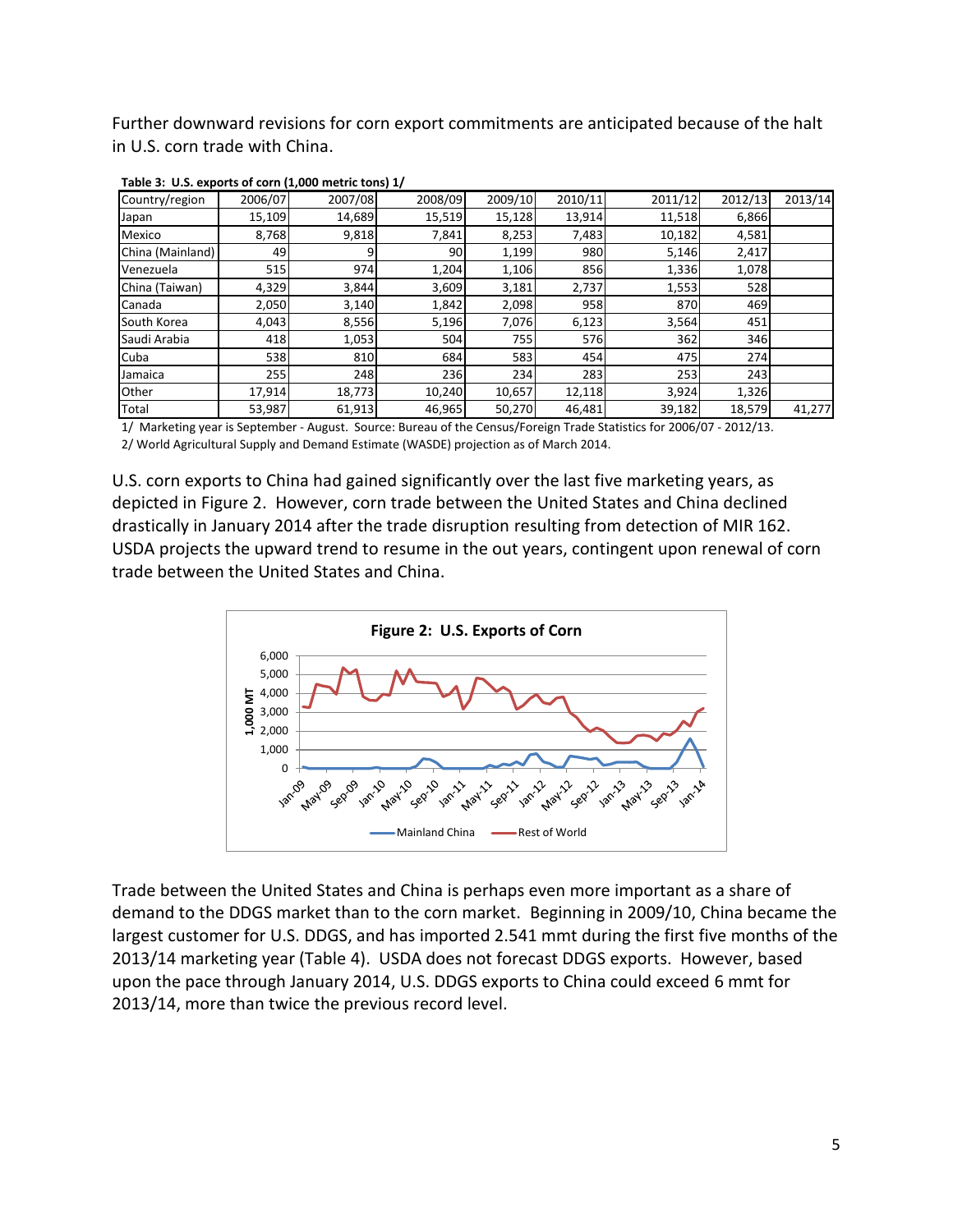Further downward revisions for corn export commitments are anticipated because of the halt in U.S. corn trade with China.

**Table 3: U.S. exports of corn (1,000 metric tons) 1/**

| Country/region | 2006/07 | 2007/08 | 2008/09 | 2009/10 | 2010/11 | 2011/12 | 2012/13 | 2013/14 |
|---|---|---|---|---|---|---|---|---|
| Japan | 15,109 | 14,689 | 15,519 | 15,128 | 13,914 | 11,518 | 6,866 | |
| Mexico | 8,768 | 9,818 | 7,841 | 8,253 | 7,483 | 10,182 | 4,581 | |
| China (Mainland) | 49 | 9 | 90 | 1,199 | 980 | 5,146 | 2,417 | |
| Venezuela | 515 | 974 | 1,204 | 1,106 | 856 | 1,336 | 1,078 | |
| China (Taiwan) | 4,329 | 3,844 | 3,609 | 3,181 | 2,737 | 1,553 | 528 | |
| Canada | 2,050 | 3,140 | 1,842 | 2,098 | 958 | 870 | 469 | |
| South Korea | 4,043 | 8,556 | 5,196 | 7,076 | 6,123 | 3,564 | 451 | |
| Saudi Arabia | 418 | 1,053 | 504 | 755 | 576 | 362 | 346 | |
| Cuba | 538 | 810 | 684 | 583 | 454 | 475 | 274 | |
| Jamaica | 255 | 248 | 236 | 234 | 283 | 253 | 243 | |
| Other | 17,914 | 18,773 | 10,240 | 10,657 | 12,118 | 3,924 | 1,326 | |
| Total | 53,987 | 61,913 | 46,965 | 50,270 | 46,481 | 39,182 | 18,579 | 41,277 |

1/ Marketing year is September - August. Source: Bureau of the Census/Foreign Trade Statistics for 2006/07 - 2012/13.
2/ World Agricultural Supply and Demand Estimate (WASDE) projection as of March 2014.

U.S. corn exports to China had gained significantly over the last five marketing years, as depicted in Figure 2. However, corn trade between the United States and China declined drastically in January 2014 after the trade disruption resulting from detection of MIR 162. USDA projects the upward trend to resume in the out years, contingent upon renewal of corn trade between the United States and China.

**Figure 2: U.S. Exports of Corn**

Trade between the United States and China is perhaps even more important as a share of demand to the DDGS market than to the corn market. Beginning in 2009/10, China became the largest customer for U.S. DDGS, and has imported 2.541 mmt during the first five months of the 2013/14 marketing year (Table 4). USDA does not forecast DDGS exports. However, based upon the pace through January 2014, U.S. DDGS exports to China could exceed 6 mmt for 2013/14, more than twice the previous record level.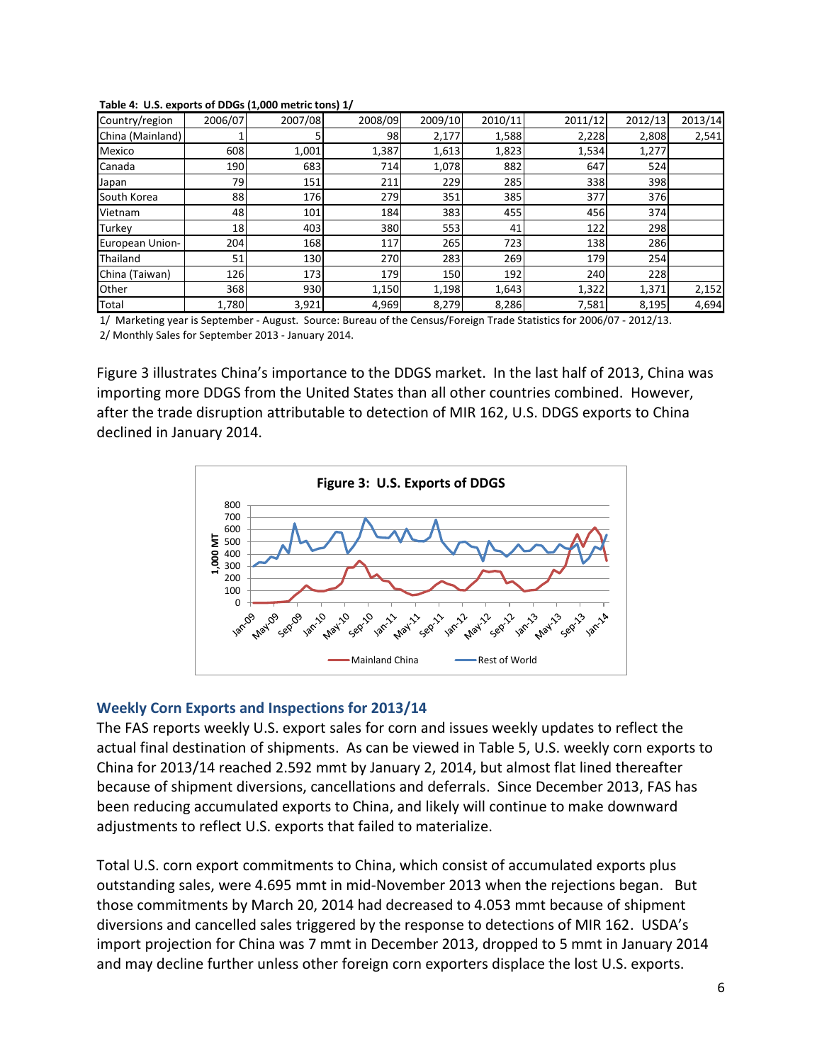**Table 4: U.S. exports of DDGs (1,000 metric tons) 1/**

| Country/region | 2006/07 | 2007/08 | 2008/09 | 2009/10 | 2010/11 | 2011/12 | 2012/13 | 2013/14 |
|---|---|---|---|---|---|---|---|---|
| China (Mainland) | 1 | 5 | 98 | 2,177 | 1,588 | 2,228 | 2,808 | 2,541 |
| Mexico | 608 | 1,001 | 1,387 | 1,613 | 1,823 | 1,534 | 1,277 | |
| Canada | 190 | 683 | 714 | 1,078 | 882 | 647 | 524 | |
| Japan | 79 | 151 | 211 | 229 | 285 | 338 | 398 | |
| South Korea | 88 | 176 | 279 | 351 | 385 | 377 | 376 | |
| Vietnam | 48 | 101 | 184 | 383 | 455 | 456 | 374 | |
| Turkey | 18 | 403 | 380 | 553 | 41 | 122 | 298 | |
| European Union- | 204 | 168 | 117 | 265 | 723 | 138 | 286 | |
| Thailand | 51 | 130 | 270 | 283 | 269 | 179 | 254 | |
| China (Taiwan) | 126 | 173 | 179 | 150 | 192 | 240 | 228 | |
| Other | 368 | 930 | 1,150 | 1,198 | 1,643 | 1,322 | 1,371 | 2,152 |
| Total | 1,780 | 3,921 | 4,969 | 8,279 | 8,286 | 7,581 | 8,195 | 4,694 |

1/ Marketing year is September - August. Source: Bureau of the Census/Foreign Trade Statistics for 2006/07 - 2012/13.
2/ Monthly Sales for September 2013 - January 2014.

Figure 3 illustrates China's importance to the DDGS market. In the last half of 2013, China was importing more DDGS from the United States than all other countries combined. However, after the trade disruption attributable to detection of MIR 162, U.S. DDGS exports to China declined in January 2014.

**Figure 3: U.S. Exports of DDGS**

## Weekly Corn Exports and Inspections for 2013/14

The FAS reports weekly U.S. export sales for corn and issues weekly updates to reflect the actual final destination of shipments. As can be viewed in Table 5, U.S. weekly corn exports to China for 2013/14 reached 2.592 mmt by January 2, 2014, but almost flat lined thereafter because of shipment diversions, cancellations and deferrals. Since December 2013, FAS has been reducing accumulated exports to China, and likely will continue to make downward adjustments to reflect U.S. exports that failed to materialize.

Total U.S. corn export commitments to China, which consist of accumulated exports plus outstanding sales, were 4.695 mmt in mid-November 2013 when the rejections began. But those commitments by March 20, 2014 had decreased to 4.053 mmt because of shipment diversions and cancelled sales triggered by the response to detections of MIR 162. USDA's import projection for China was 7 mmt in December 2013, dropped to 5 mmt in January 2014 and may decline further unless other foreign corn exporters displace the lost U.S. exports.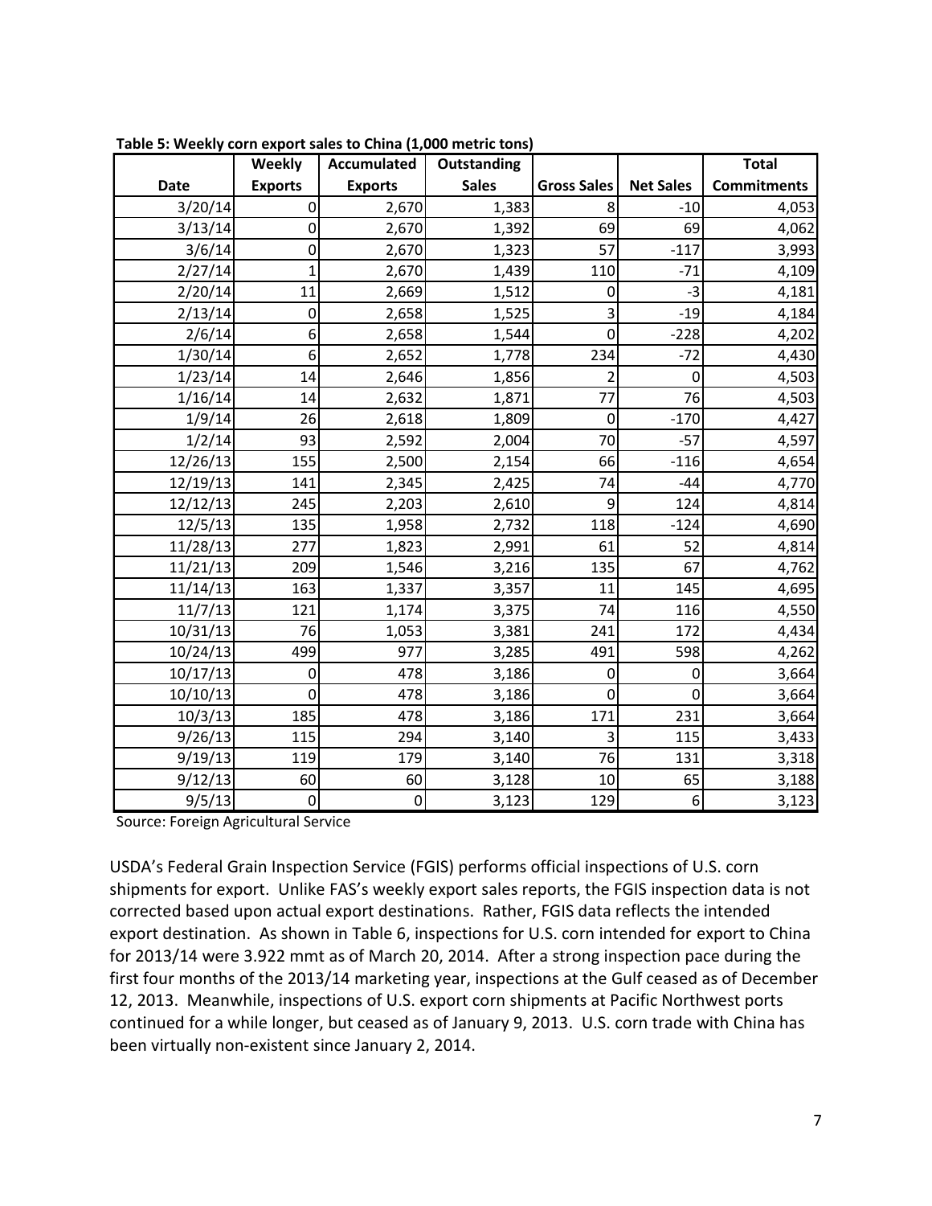**Table 5: Weekly corn export sales to China (1,000 metric tons)**

| Date | Weekly Exports | Accumulated Exports | Outstanding Sales | Gross Sales | Net Sales | Total Commitments |
|---|---|---|---|---|---|---|
| 3/20/14 | 0 | 2,670 | 1,383 | 8 | -10 | 4,053 |
| 3/13/14 | 0 | 2,670 | 1,392 | 69 | 69 | 4,062 |
| 3/6/14 | 0 | 2,670 | 1,323 | 57 | -117 | 3,993 |
| 2/27/14 | 1 | 2,670 | 1,439 | 110 | -71 | 4,109 |
| 2/20/14 | 11 | 2,669 | 1,512 | 0 | -3 | 4,181 |
| 2/13/14 | 0 | 2,658 | 1,525 | 3 | -19 | 4,184 |
| 2/6/14 | 6 | 2,658 | 1,544 | 0 | -228 | 4,202 |
| 1/30/14 | 6 | 2,652 | 1,778 | 234 | -72 | 4,430 |
| 1/23/14 | 14 | 2,646 | 1,856 | 2 | 0 | 4,503 |
| 1/16/14 | 14 | 2,632 | 1,871 | 77 | 76 | 4,503 |
| 1/9/14 | 26 | 2,618 | 1,809 | 0 | -170 | 4,427 |
| 1/2/14 | 93 | 2,592 | 2,004 | 70 | -57 | 4,597 |
| 12/26/13 | 155 | 2,500 | 2,154 | 66 | -116 | 4,654 |
| 12/19/13 | 141 | 2,345 | 2,425 | 74 | -44 | 4,770 |
| 12/12/13 | 245 | 2,203 | 2,610 | 9 | 124 | 4,814 |
| 12/5/13 | 135 | 1,958 | 2,732 | 118 | -124 | 4,690 |
| 11/28/13 | 277 | 1,823 | 2,991 | 61 | 52 | 4,814 |
| 11/21/13 | 209 | 1,546 | 3,216 | 135 | 67 | 4,762 |
| 11/14/13 | 163 | 1,337 | 3,357 | 11 | 145 | 4,695 |
| 11/7/13 | 121 | 1,174 | 3,375 | 74 | 116 | 4,550 |
| 10/31/13 | 76 | 1,053 | 3,381 | 241 | 172 | 4,434 |
| 10/24/13 | 499 | 977 | 3,285 | 491 | 598 | 4,262 |
| 10/17/13 | 0 | 478 | 3,186 | 0 | 0 | 3,664 |
| 10/10/13 | 0 | 478 | 3,186 | 0 | 0 | 3,664 |
| 10/3/13 | 185 | 478 | 3,186 | 171 | 231 | 3,664 |
| 9/26/13 | 115 | 294 | 3,140 | 3 | 115 | 3,433 |
| 9/19/13 | 119 | 179 | 3,140 | 76 | 131 | 3,318 |
| 9/12/13 | 60 | 60 | 3,128 | 10 | 65 | 3,188 |
| 9/5/13 | 0 | 0 | 3,123 | 129 | 6 | 3,123 |

Source: Foreign Agricultural Service

USDA's Federal Grain Inspection Service (FGIS) performs official inspections of U.S. corn shipments for export. Unlike FAS's weekly export sales reports, the FGIS inspection data is not corrected based upon actual export destinations. Rather, FGIS data reflects the intended export destination. As shown in Table 6, inspections for U.S. corn intended for export to China for 2013/14 were 3.922 mmt as of March 20, 2014. After a strong inspection pace during the first four months of the 2013/14 marketing year, inspections at the Gulf ceased as of December 12, 2013. Meanwhile, inspections of U.S. export corn shipments at Pacific Northwest ports continued for a while longer, but ceased as of January 9, 2013. U.S. corn trade with China has been virtually non-existent since January 2, 2014.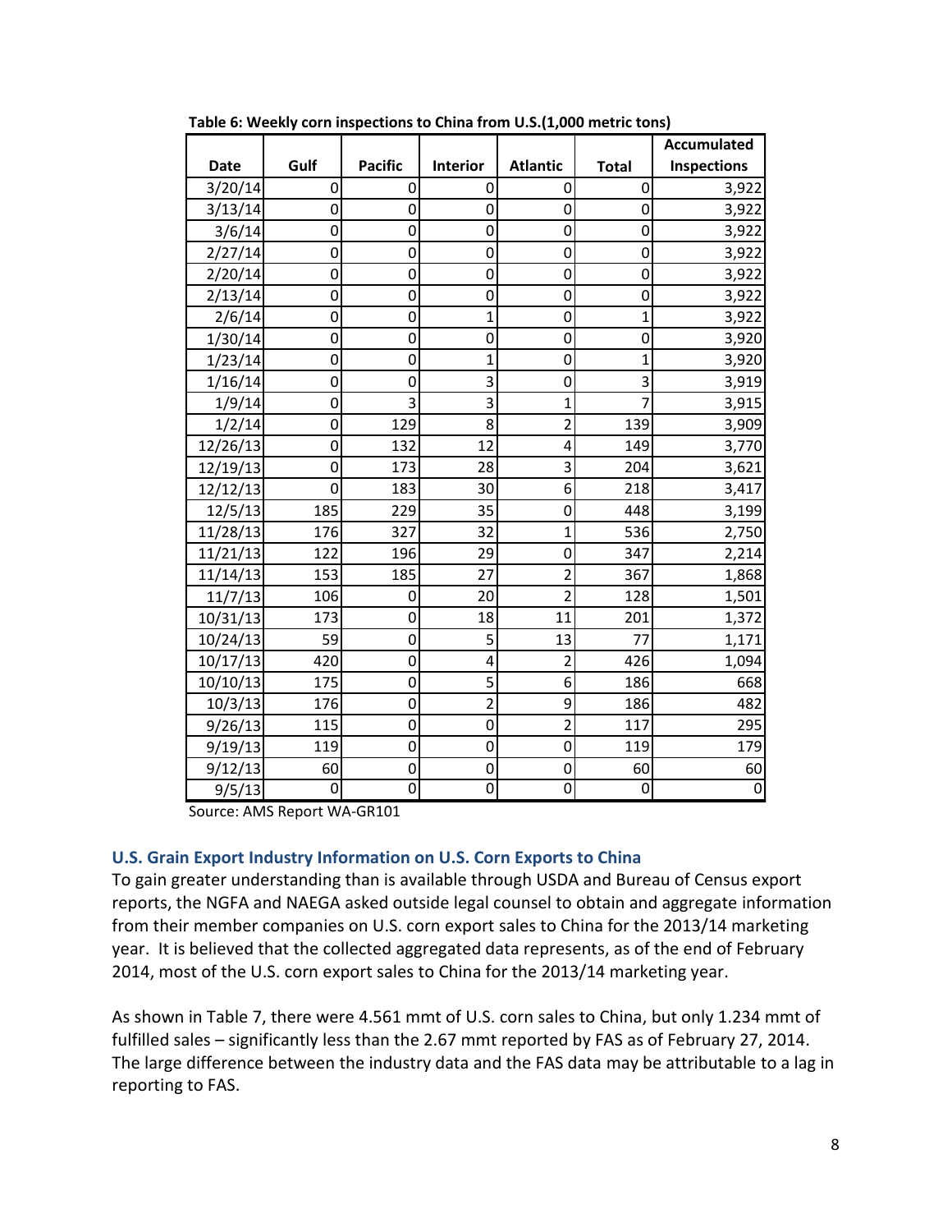**Table 6: Weekly corn inspections to China from U.S.(1,000 metric tons)**

| Date | Gulf | Pacific | Interior | Atlantic | Total | Accumulated Inspections |
|---|---|---|---|---|---|---|
| 3/20/14 | 0 | 0 | 0 | 0 | 0 | 3,922 |
| 3/13/14 | 0 | 0 | 0 | 0 | 0 | 3,922 |
| 3/6/14 | 0 | 0 | 0 | 0 | 0 | 3,922 |
| 2/27/14 | 0 | 0 | 0 | 0 | 0 | 3,922 |
| 2/20/14 | 0 | 0 | 0 | 0 | 0 | 3,922 |
| 2/13/14 | 0 | 0 | 0 | 0 | 0 | 3,922 |
| 2/6/14 | 0 | 0 | 1 | 0 | 1 | 3,922 |
| 1/30/14 | 0 | 0 | 0 | 0 | 0 | 3,920 |
| 1/23/14 | 0 | 0 | 1 | 0 | 1 | 3,920 |
| 1/16/14 | 0 | 0 | 3 | 0 | 3 | 3,919 |
| 1/9/14 | 0 | 3 | 3 | 1 | 7 | 3,915 |
| 1/2/14 | 0 | 129 | 8 | 2 | 139 | 3,909 |
| 12/26/13 | 0 | 132 | 12 | 4 | 149 | 3,770 |
| 12/19/13 | 0 | 173 | 28 | 3 | 204 | 3,621 |
| 12/12/13 | 0 | 183 | 30 | 6 | 218 | 3,417 |
| 12/5/13 | 185 | 229 | 35 | 0 | 448 | 3,199 |
| 11/28/13 | 176 | 327 | 32 | 1 | 536 | 2,750 |
| 11/21/13 | 122 | 196 | 29 | 0 | 347 | 2,214 |
| 11/14/13 | 153 | 185 | 27 | 2 | 367 | 1,868 |
| 11/7/13 | 106 | 0 | 20 | 2 | 128 | 1,501 |
| 10/31/13 | 173 | 0 | 18 | 11 | 201 | 1,372 |
| 10/24/13 | 59 | 0 | 5 | 13 | 77 | 1,171 |
| 10/17/13 | 420 | 0 | 4 | 2 | 426 | 1,094 |
| 10/10/13 | 175 | 0 | 5 | 6 | 186 | 668 |
| 10/3/13 | 176 | 0 | 2 | 9 | 186 | 482 |
| 9/26/13 | 115 | 0 | 0 | 2 | 117 | 295 |
| 9/19/13 | 119 | 0 | 0 | 0 | 119 | 179 |
| 9/12/13 | 60 | 0 | 0 | 0 | 60 | 60 |
| 9/5/13 | 0 | 0 | 0 | 0 | 0 | 0 |

Source: AMS Report WA-GR101

### U.S. Grain Export Industry Information on U.S. Corn Exports to China

To gain greater understanding than is available through USDA and Bureau of Census export reports, the NGFA and NAEGA asked outside legal counsel to obtain and aggregate information from their member companies on U.S. corn export sales to China for the 2013/14 marketing year. It is believed that the collected aggregated data represents, as of the end of February 2014, most of the U.S. corn export sales to China for the 2013/14 marketing year.

As shown in Table 7, there were 4.561 mmt of U.S. corn sales to China, but only 1.234 mmt of fulfilled sales – significantly less than the 2.67 mmt reported by FAS as of February 27, 2014. The large difference between the industry data and the FAS data may be attributable to a lag in reporting to FAS.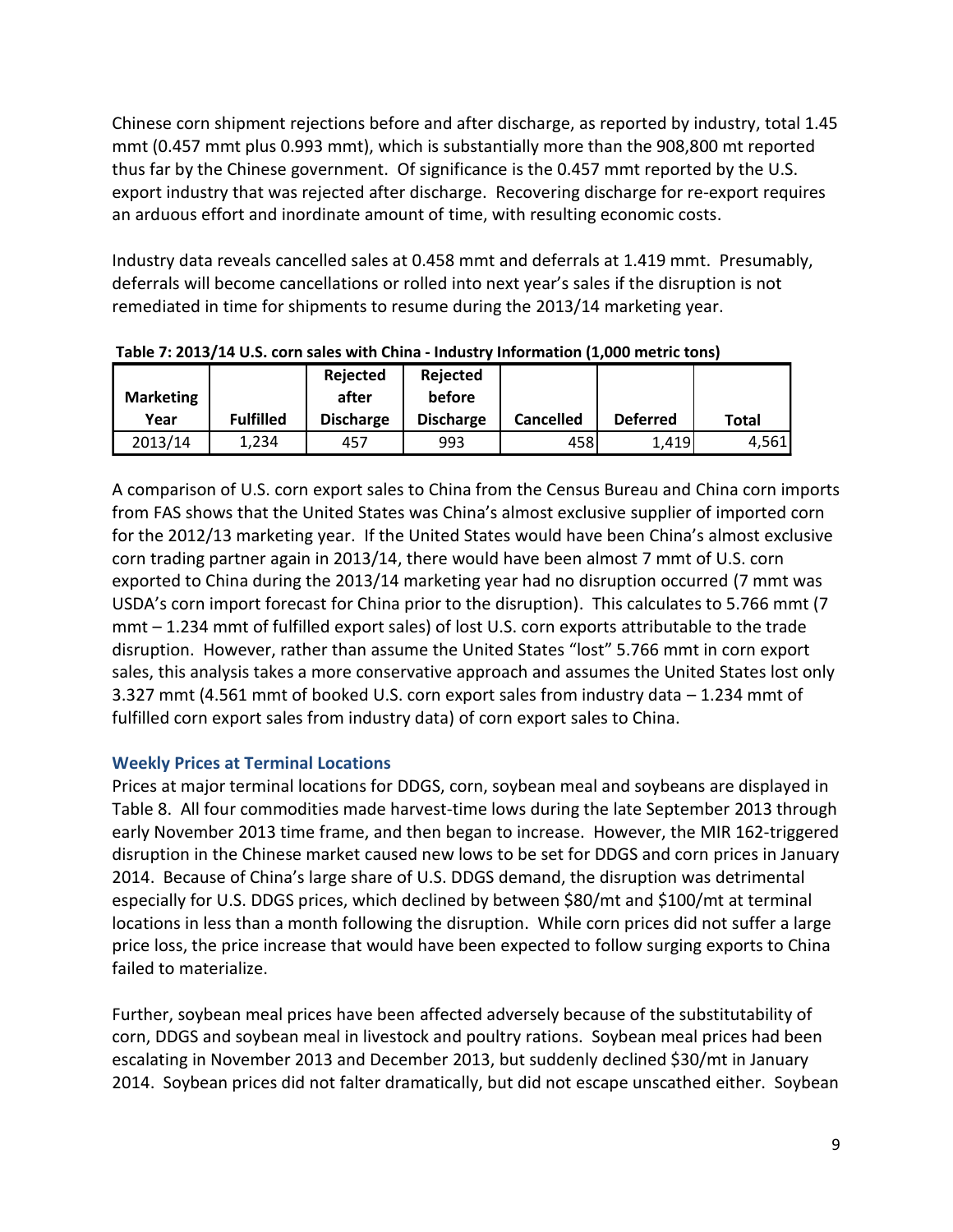Chinese corn shipment rejections before and after discharge, as reported by industry, total 1.45 mmt (0.457 mmt plus 0.993 mmt), which is substantially more than the 908,800 mt reported thus far by the Chinese government. Of significance is the 0.457 mmt reported by the U.S. export industry that was rejected after discharge. Recovering discharge for re-export requires an arduous effort and inordinate amount of time, with resulting economic costs.

Industry data reveals cancelled sales at 0.458 mmt and deferrals at 1.419 mmt. Presumably, deferrals will become cancellations or rolled into next year's sales if the disruption is not remediated in time for shipments to resume during the 2013/14 marketing year.

**Table 7: 2013/14 U.S. corn sales with China - Industry Information (1,000 metric tons)**

| Marketing Year | Fulfilled | Rejected after Discharge | Rejected before Discharge | Cancelled | Deferred | Total |
|---|---|---|---|---|---|---|
| 2013/14 | 1,234 | 457 | 993 | 458 | 1,419 | 4,561 |

A comparison of U.S. corn export sales to China from the Census Bureau and China corn imports from FAS shows that the United States was China's almost exclusive supplier of imported corn for the 2012/13 marketing year. If the United States would have been China's almost exclusive corn trading partner again in 2013/14, there would have been almost 7 mmt of U.S. corn exported to China during the 2013/14 marketing year had no disruption occurred (7 mmt was USDA's corn import forecast for China prior to the disruption). This calculates to 5.766 mmt (7 mmt – 1.234 mmt of fulfilled export sales) of lost U.S. corn exports attributable to the trade disruption. However, rather than assume the United States "lost" 5.766 mmt in corn export sales, this analysis takes a more conservative approach and assumes the United States lost only 3.327 mmt (4.561 mmt of booked U.S. corn export sales from industry data – 1.234 mmt of fulfilled corn export sales from industry data) of corn export sales to China.

### Weekly Prices at Terminal Locations

Prices at major terminal locations for DDGS, corn, soybean meal and soybeans are displayed in Table 8. All four commodities made harvest-time lows during the late September 2013 through early November 2013 time frame, and then began to increase. However, the MIR 162-triggered disruption in the Chinese market caused new lows to be set for DDGS and corn prices in January 2014. Because of China's large share of U.S. DDGS demand, the disruption was detrimental especially for U.S. DDGS prices, which declined by between $80/mt and $100/mt at terminal locations in less than a month following the disruption. While corn prices did not suffer a large price loss, the price increase that would have been expected to follow surging exports to China failed to materialize.

Further, soybean meal prices have been affected adversely because of the substitutability of corn, DDGS and soybean meal in livestock and poultry rations. Soybean meal prices had been escalating in November 2013 and December 2013, but suddenly declined $30/mt in January 2014. Soybean prices did not falter dramatically, but did not escape unscathed either. Soybean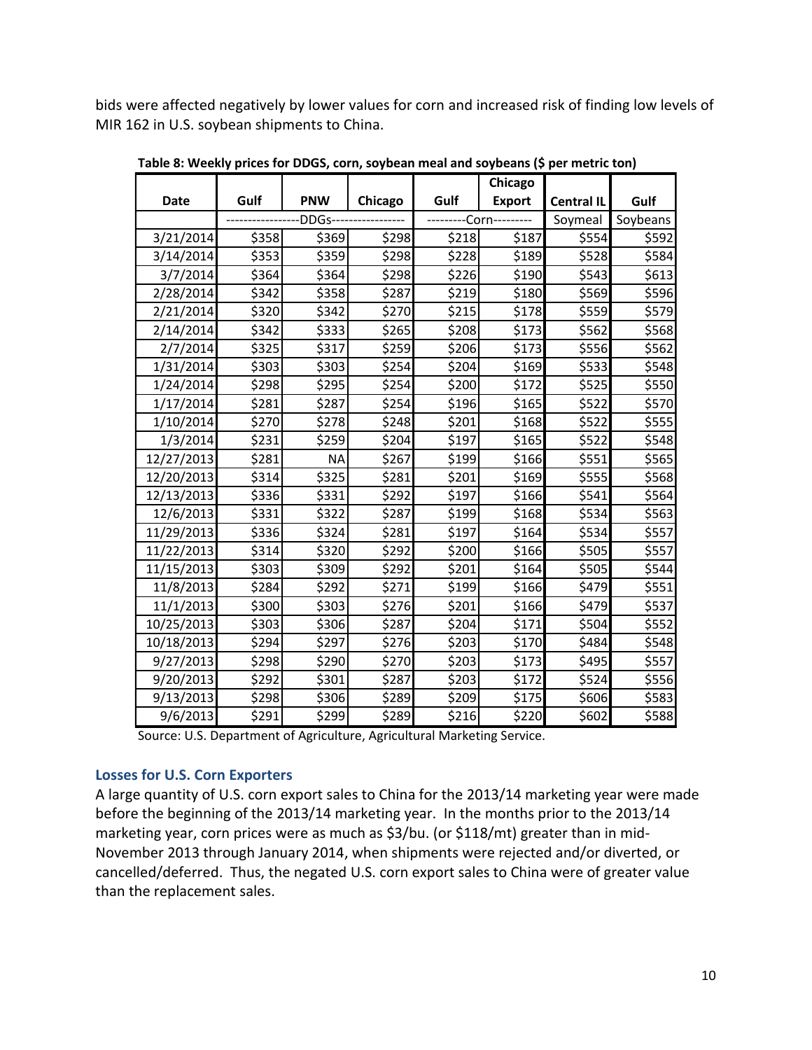bids were affected negatively by lower values for corn and increased risk of finding low levels of MIR 162 in U.S. soybean shipments to China.

**Table 8: Weekly prices for DDGS, corn, soybean meal and soybeans ($ per metric ton)**

| Date | Gulf | PNW | Chicago | Gulf | Chicago Export | Central IL | Gulf |
|---|---|---|---|---|---|---|---|
| | DDGs | | | Corn | | Soymeal | Soybeans |
| 3/21/2014 | $358 | $369 | $298 | $218 | $187 | $554 | $592 |
| 3/14/2014 | $353 | $359 | $298 | $228 | $189 | $528 | $584 |
| 3/7/2014 | $364 | $364 | $298 | $226 | $190 | $543 | $613 |
| 2/28/2014 | $342 | $358 | $287 | $219 | $180 | $569 | $596 |
| 2/21/2014 | $320 | $342 | $270 | $215 | $178 | $559 | $579 |
| 2/14/2014 | $342 | $333 | $265 | $208 | $173 | $562 | $568 |
| 2/7/2014 | $325 | $317 | $259 | $206 | $173 | $556 | $562 |
| 1/31/2014 | $303 | $303 | $254 | $204 | $169 | $533 | $548 |
| 1/24/2014 | $298 | $295 | $254 | $200 | $172 | $525 | $550 |
| 1/17/2014 | $281 | $287 | $254 | $196 | $165 | $522 | $570 |
| 1/10/2014 | $270 | $278 | $248 | $201 | $168 | $522 | $555 |
| 1/3/2014 | $231 | $259 | $204 | $197 | $165 | $522 | $548 |
| 12/27/2013 | $281 | NA | $267 | $199 | $166 | $551 | $565 |
| 12/20/2013 | $314 | $325 | $281 | $201 | $169 | $555 | $568 |
| 12/13/2013 | $336 | $331 | $292 | $197 | $166 | $541 | $564 |
| 12/6/2013 | $331 | $322 | $287 | $199 | $168 | $534 | $563 |
| 11/29/2013 | $336 | $324 | $281 | $197 | $164 | $534 | $557 |
| 11/22/2013 | $314 | $320 | $292 | $200 | $166 | $505 | $557 |
| 11/15/2013 | $303 | $309 | $292 | $201 | $164 | $505 | $544 |
| 11/8/2013 | $284 | $292 | $271 | $199 | $166 | $479 | $551 |
| 11/1/2013 | $300 | $303 | $276 | $201 | $166 | $479 | $537 |
| 10/25/2013 | $303 | $306 | $287 | $204 | $171 | $504 | $552 |
| 10/18/2013 | $294 | $297 | $276 | $203 | $170 | $484 | $548 |
| 9/27/2013 | $298 | $290 | $270 | $203 | $173 | $495 | $557 |
| 9/20/2013 | $292 | $301 | $287 | $203 | $172 | $524 | $556 |
| 9/13/2013 | $298 | $306 | $289 | $209 | $175 | $606 | $583 |
| 9/6/2013 | $291 | $299 | $289 | $216 | $220 | $602 | $588 |

Source: U.S. Department of Agriculture, Agricultural Marketing Service.

### Losses for U.S. Corn Exporters

A large quantity of U.S. corn export sales to China for the 2013/14 marketing year were made before the beginning of the 2013/14 marketing year. In the months prior to the 2013/14 marketing year, corn prices were as much as $3/bu. (or $118/mt) greater than in mid-November 2013 through January 2014, when shipments were rejected and/or diverted, or cancelled/deferred. Thus, the negated U.S. corn export sales to China were of greater value than the replacement sales.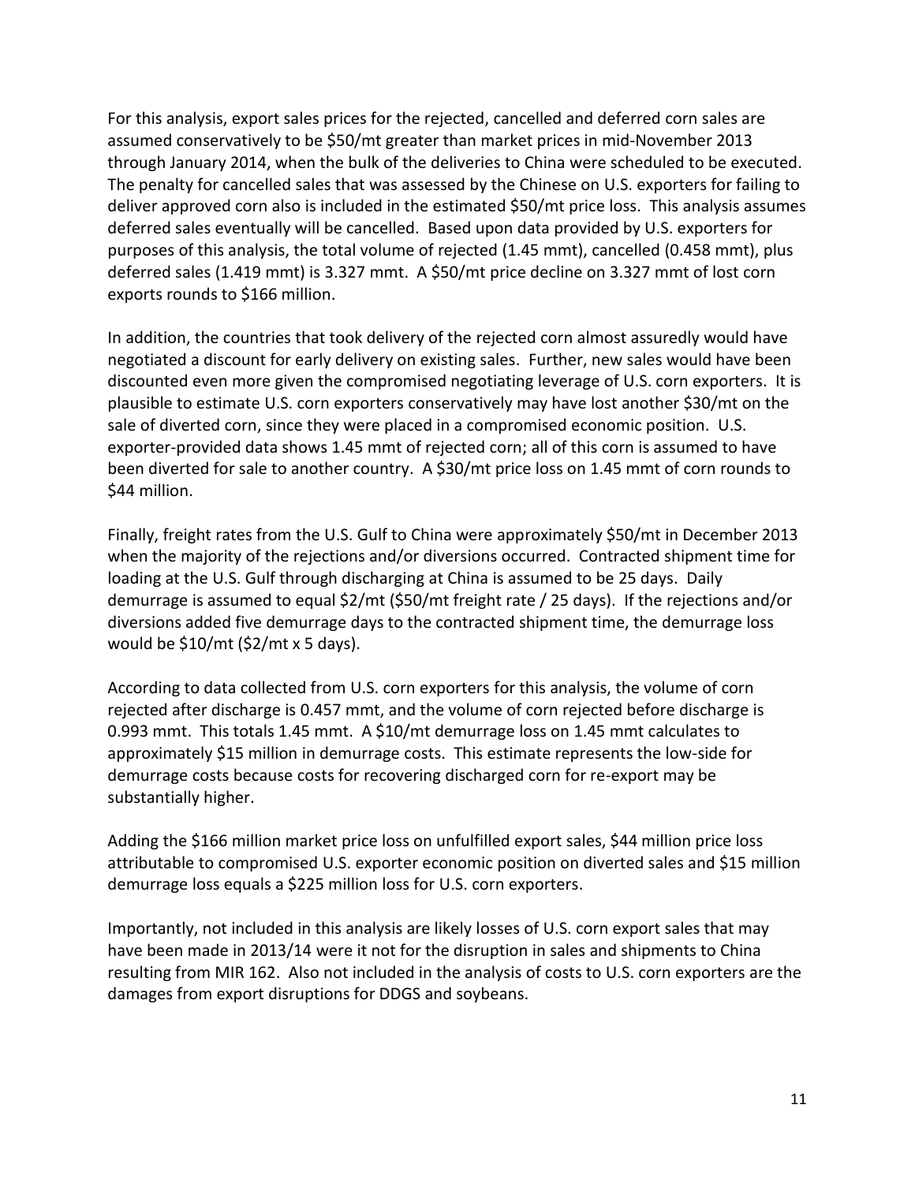For this analysis, export sales prices for the rejected, cancelled and deferred corn sales are assumed conservatively to be $50/mt greater than market prices in mid-November 2013 through January 2014, when the bulk of the deliveries to China were scheduled to be executed. The penalty for cancelled sales that was assessed by the Chinese on U.S. exporters for failing to deliver approved corn also is included in the estimated $50/mt price loss. This analysis assumes deferred sales eventually will be cancelled. Based upon data provided by U.S. exporters for purposes of this analysis, the total volume of rejected (1.45 mmt), cancelled (0.458 mmt), plus deferred sales (1.419 mmt) is 3.327 mmt. A $50/mt price decline on 3.327 mmt of lost corn exports rounds to $166 million.

In addition, the countries that took delivery of the rejected corn almost assuredly would have negotiated a discount for early delivery on existing sales. Further, new sales would have been discounted even more given the compromised negotiating leverage of U.S. corn exporters. It is plausible to estimate U.S. corn exporters conservatively may have lost another $30/mt on the sale of diverted corn, since they were placed in a compromised economic position. U.S. exporter-provided data shows 1.45 mmt of rejected corn; all of this corn is assumed to have been diverted for sale to another country. A $30/mt price loss on 1.45 mmt of corn rounds to $44 million.

Finally, freight rates from the U.S. Gulf to China were approximately $50/mt in December 2013 when the majority of the rejections and/or diversions occurred. Contracted shipment time for loading at the U.S. Gulf through discharging at China is assumed to be 25 days. Daily demurrage is assumed to equal $2/mt ($50/mt freight rate / 25 days). If the rejections and/or diversions added five demurrage days to the contracted shipment time, the demurrage loss would be $10/mt ($2/mt x 5 days).

According to data collected from U.S. corn exporters for this analysis, the volume of corn rejected after discharge is 0.457 mmt, and the volume of corn rejected before discharge is 0.993 mmt. This totals 1.45 mmt. A $10/mt demurrage loss on 1.45 mmt calculates to approximately $15 million in demurrage costs. This estimate represents the low-side for demurrage costs because costs for recovering discharged corn for re-export may be substantially higher.

Adding the $166 million market price loss on unfulfilled export sales, $44 million price loss attributable to compromised U.S. exporter economic position on diverted sales and $15 million demurrage loss equals a $225 million loss for U.S. corn exporters.

Importantly, not included in this analysis are likely losses of U.S. corn export sales that may have been made in 2013/14 were it not for the disruption in sales and shipments to China resulting from MIR 162. Also not included in the analysis of costs to U.S. corn exporters are the damages from export disruptions for DDGS and soybeans.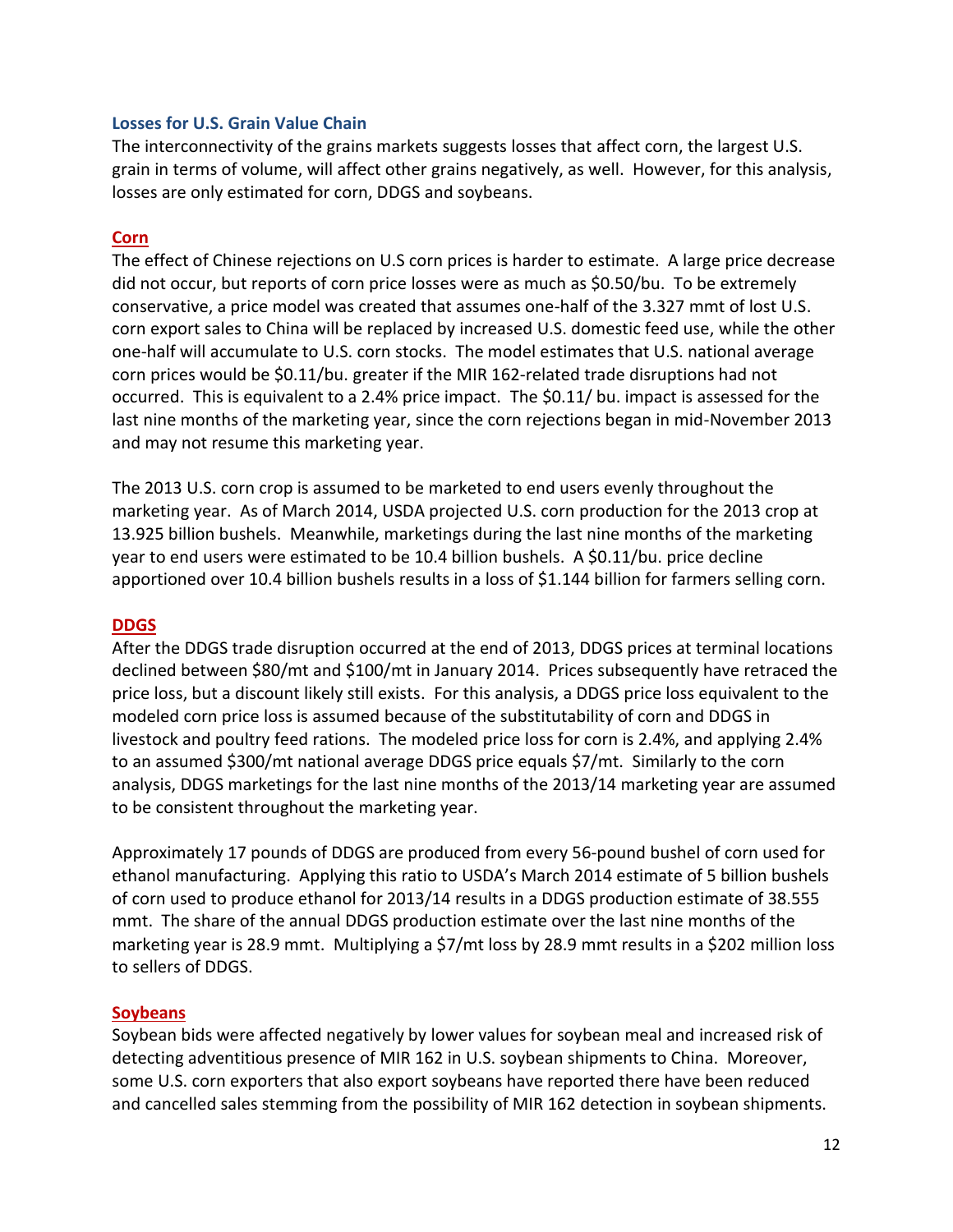### Losses for U.S. Grain Value Chain

The interconnectivity of the grains markets suggests losses that affect corn, the largest U.S. grain in terms of volume, will affect other grains negatively, as well. However, for this analysis, losses are only estimated for corn, DDGS and soybeans.

#### Corn

The effect of Chinese rejections on U.S corn prices is harder to estimate. A large price decrease did not occur, but reports of corn price losses were as much as $0.50/bu. To be extremely conservative, a price model was created that assumes one-half of the 3.327 mmt of lost U.S. corn export sales to China will be replaced by increased U.S. domestic feed use, while the other one-half will accumulate to U.S. corn stocks. The model estimates that U.S. national average corn prices would be $0.11/bu. greater if the MIR 162-related trade disruptions had not occurred. This is equivalent to a 2.4% price impact. The $0.11/ bu. impact is assessed for the last nine months of the marketing year, since the corn rejections began in mid-November 2013 and may not resume this marketing year.

The 2013 U.S. corn crop is assumed to be marketed to end users evenly throughout the marketing year. As of March 2014, USDA projected U.S. corn production for the 2013 crop at 13.925 billion bushels. Meanwhile, marketings during the last nine months of the marketing year to end users were estimated to be 10.4 billion bushels. A $0.11/bu. price decline apportioned over 10.4 billion bushels results in a loss of $1.144 billion for farmers selling corn.

#### DDGS

After the DDGS trade disruption occurred at the end of 2013, DDGS prices at terminal locations declined between $80/mt and $100/mt in January 2014. Prices subsequently have retraced the price loss, but a discount likely still exists. For this analysis, a DDGS price loss equivalent to the modeled corn price loss is assumed because of the substitutability of corn and DDGS in livestock and poultry feed rations. The modeled price loss for corn is 2.4%, and applying 2.4% to an assumed $300/mt national average DDGS price equals $7/mt. Similarly to the corn analysis, DDGS marketings for the last nine months of the 2013/14 marketing year are assumed to be consistent throughout the marketing year.

Approximately 17 pounds of DDGS are produced from every 56-pound bushel of corn used for ethanol manufacturing. Applying this ratio to USDA's March 2014 estimate of 5 billion bushels of corn used to produce ethanol for 2013/14 results in a DDGS production estimate of 38.555 mmt. The share of the annual DDGS production estimate over the last nine months of the marketing year is 28.9 mmt. Multiplying a $7/mt loss by 28.9 mmt results in a $202 million loss to sellers of DDGS.

#### Soybeans

Soybean bids were affected negatively by lower values for soybean meal and increased risk of detecting adventitious presence of MIR 162 in U.S. soybean shipments to China. Moreover, some U.S. corn exporters that also export soybeans have reported there have been reduced and cancelled sales stemming from the possibility of MIR 162 detection in soybean shipments.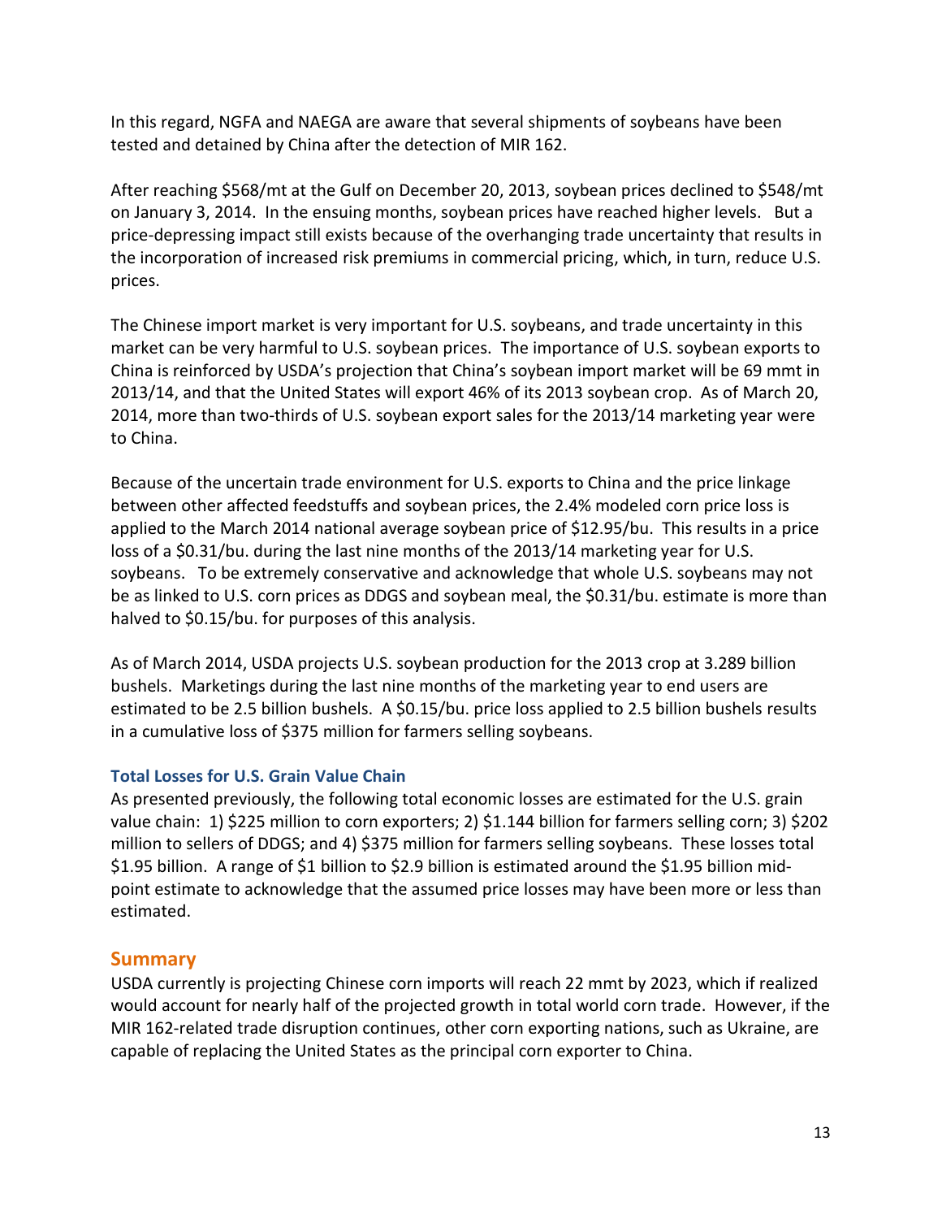In this regard, NGFA and NAEGA are aware that several shipments of soybeans have been tested and detained by China after the detection of MIR 162.

After reaching $568/mt at the Gulf on December 20, 2013, soybean prices declined to $548/mt on January 3, 2014. In the ensuing months, soybean prices have reached higher levels. But a price-depressing impact still exists because of the overhanging trade uncertainty that results in the incorporation of increased risk premiums in commercial pricing, which, in turn, reduce U.S. prices.

The Chinese import market is very important for U.S. soybeans, and trade uncertainty in this market can be very harmful to U.S. soybean prices. The importance of U.S. soybean exports to China is reinforced by USDA's projection that China's soybean import market will be 69 mmt in 2013/14, and that the United States will export 46% of its 2013 soybean crop. As of March 20, 2014, more than two-thirds of U.S. soybean export sales for the 2013/14 marketing year were to China.

Because of the uncertain trade environment for U.S. exports to China and the price linkage between other affected feedstuffs and soybean prices, the 2.4% modeled corn price loss is applied to the March 2014 national average soybean price of $12.95/bu. This results in a price loss of a $0.31/bu. during the last nine months of the 2013/14 marketing year for U.S. soybeans. To be extremely conservative and acknowledge that whole U.S. soybeans may not be as linked to U.S. corn prices as DDGS and soybean meal, the $0.31/bu. estimate is more than halved to $0.15/bu. for purposes of this analysis.

As of March 2014, USDA projects U.S. soybean production for the 2013 crop at 3.289 billion bushels. Marketings during the last nine months of the marketing year to end users are estimated to be 2.5 billion bushels. A $0.15/bu. price loss applied to 2.5 billion bushels results in a cumulative loss of $375 million for farmers selling soybeans.

### Total Losses for U.S. Grain Value Chain

As presented previously, the following total economic losses are estimated for the U.S. grain value chain: 1) $225 million to corn exporters; 2) $1.144 billion for farmers selling corn; 3) $202 million to sellers of DDGS; and 4) $375 million for farmers selling soybeans. These losses total $1.95 billion. A range of $1 billion to $2.9 billion is estimated around the $1.95 billion mid-point estimate to acknowledge that the assumed price losses may have been more or less than estimated.

## Summary

USDA currently is projecting Chinese corn imports will reach 22 mmt by 2023, which if realized would account for nearly half of the projected growth in total world corn trade. However, if the MIR 162-related trade disruption continues, other corn exporting nations, such as Ukraine, are capable of replacing the United States as the principal corn exporter to China.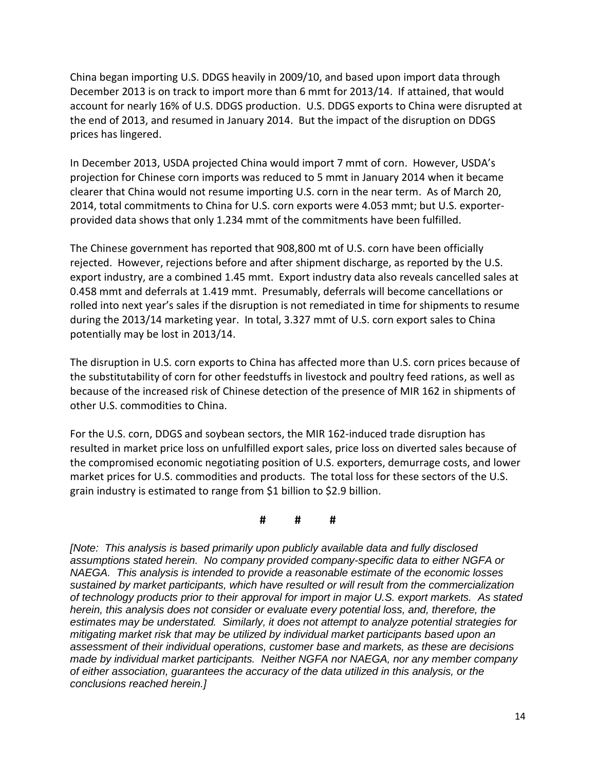China began importing U.S. DDGS heavily in 2009/10, and based upon import data through December 2013 is on track to import more than 6 mmt for 2013/14. If attained, that would account for nearly 16% of U.S. DDGS production. U.S. DDGS exports to China were disrupted at the end of 2013, and resumed in January 2014. But the impact of the disruption on DDGS prices has lingered.

In December 2013, USDA projected China would import 7 mmt of corn. However, USDA's projection for Chinese corn imports was reduced to 5 mmt in January 2014 when it became clearer that China would not resume importing U.S. corn in the near term. As of March 20, 2014, total commitments to China for U.S. corn exports were 4.053 mmt; but U.S. exporter-provided data shows that only 1.234 mmt of the commitments have been fulfilled.

The Chinese government has reported that 908,800 mt of U.S. corn have been officially rejected. However, rejections before and after shipment discharge, as reported by the U.S. export industry, are a combined 1.45 mmt. Export industry data also reveals cancelled sales at 0.458 mmt and deferrals at 1.419 mmt. Presumably, deferrals will become cancellations or rolled into next year's sales if the disruption is not remediated in time for shipments to resume during the 2013/14 marketing year. In total, 3.327 mmt of U.S. corn export sales to China potentially may be lost in 2013/14.

The disruption in U.S. corn exports to China has affected more than U.S. corn prices because of the substitutability of corn for other feedstuffs in livestock and poultry feed rations, as well as because of the increased risk of Chinese detection of the presence of MIR 162 in shipments of other U.S. commodities to China.

For the U.S. corn, DDGS and soybean sectors, the MIR 162-induced trade disruption has resulted in market price loss on unfulfilled export sales, price loss on diverted sales because of the compromised economic negotiating position of U.S. exporters, demurrage costs, and lower market prices for U.S. commodities and products. The total loss for these sectors of the U.S. grain industry is estimated to range from $1 billion to $2.9 billion.

**# # #**

*[Note: This analysis is based primarily upon publicly available data and fully disclosed assumptions stated herein. No company provided company-specific data to either NGFA or NAEGA. This analysis is intended to provide a reasonable estimate of the economic losses sustained by market participants, which have resulted or will result from the commercialization of technology products prior to their approval for import in major U.S. export markets. As stated herein, this analysis does not consider or evaluate every potential loss, and, therefore, the estimates may be understated. Similarly, it does not attempt to analyze potential strategies for mitigating market risk that may be utilized by individual market participants based upon an assessment of their individual operations, customer base and markets, as these are decisions made by individual market participants. Neither NGFA nor NAEGA, nor any member company of either association, guarantees the accuracy of the data utilized in this analysis, or the conclusions reached herein.]*